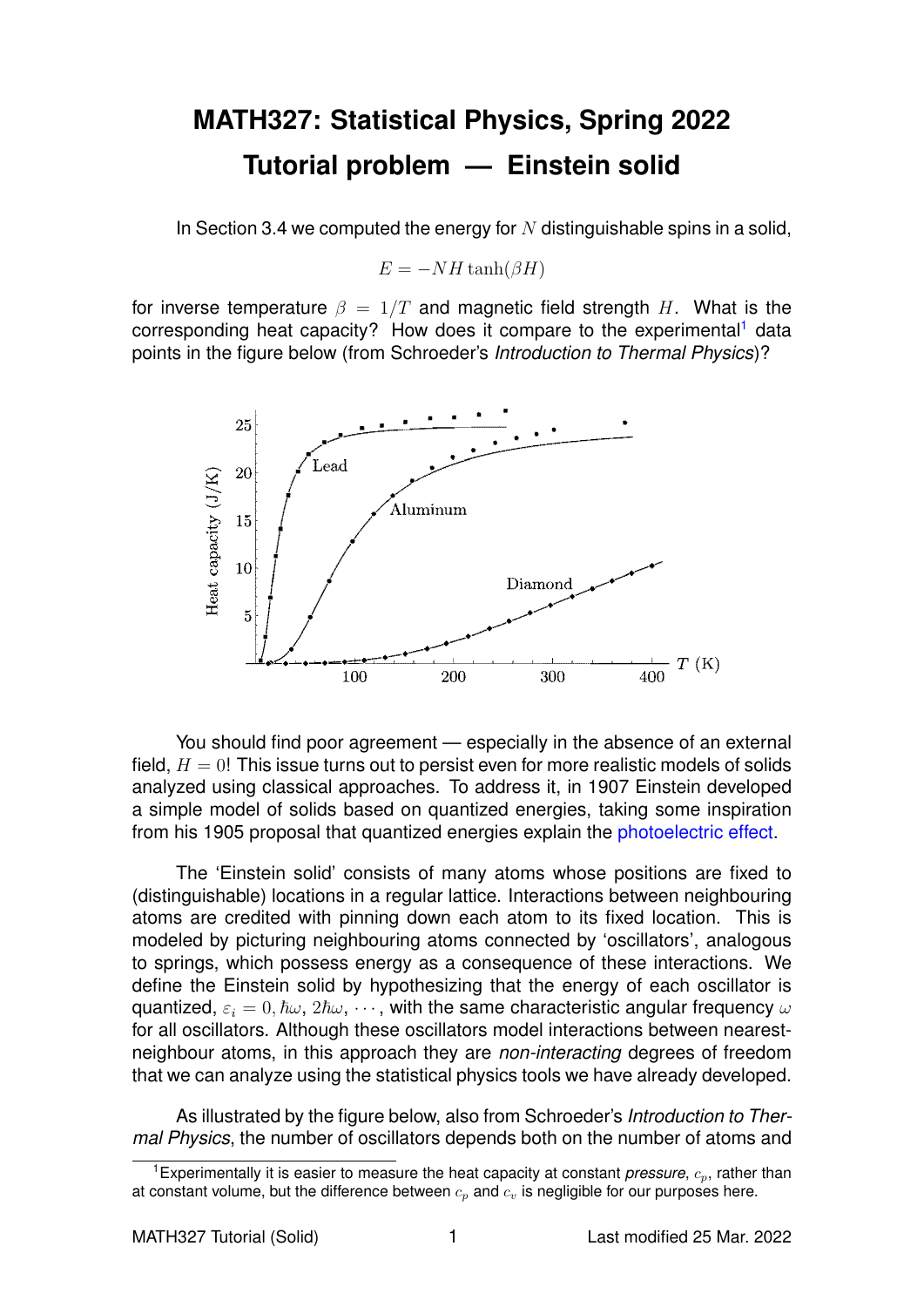# MATH327: Statistical Physics, Spring 2022
# Tutorial problem — Einstein solid

In Section 3.4 we computed the energy for $N$ distinguishable spins in a solid,

$$E = -NH \tanh(\beta H)$$

for inverse temperature $\beta = 1/T$ and magnetic field strength $H$. What is the corresponding heat capacity? How does it compare to the experimental[1] data points in the figure below (from Schroeder's *Introduction to Thermal Physics*)?

You should find poor agreement — especially in the absence of an external field, $H = 0$! This issue turns out to persist even for more realistic models of solids analyzed using classical approaches. To address it, in 1907 Einstein developed a simple model of solids based on quantized energies, taking some inspiration from his 1905 proposal that quantized energies explain the photoelectric effect.

The 'Einstein solid' consists of many atoms whose positions are fixed to (distinguishable) locations in a regular lattice. Interactions between neighbouring atoms are credited with pinning down each atom to its fixed location. This is modeled by picturing neighbouring atoms connected by 'oscillators', analogous to springs, which possess energy as a consequence of these interactions. We define the Einstein solid by hypothesizing that the energy of each oscillator is quantized, $\varepsilon_i = 0, \hbar\omega, 2\hbar\omega, \cdots$, with the same characteristic angular frequency $\omega$ for all oscillators. Although these oscillators model interactions between nearest-neighbour atoms, in this approach they are *non-interacting* degrees of freedom that we can analyze using the statistical physics tools we have already developed.

As illustrated by the figure below, also from Schroeder's *Introduction to Thermal Physics*, the number of oscillators depends both on the number of atoms and

[1] Experimentally it is easier to measure the heat capacity at constant *pressure*, $c_p$, rather than at constant volume, but the difference between $c_p$ and $c_v$ is negligible for our purposes here.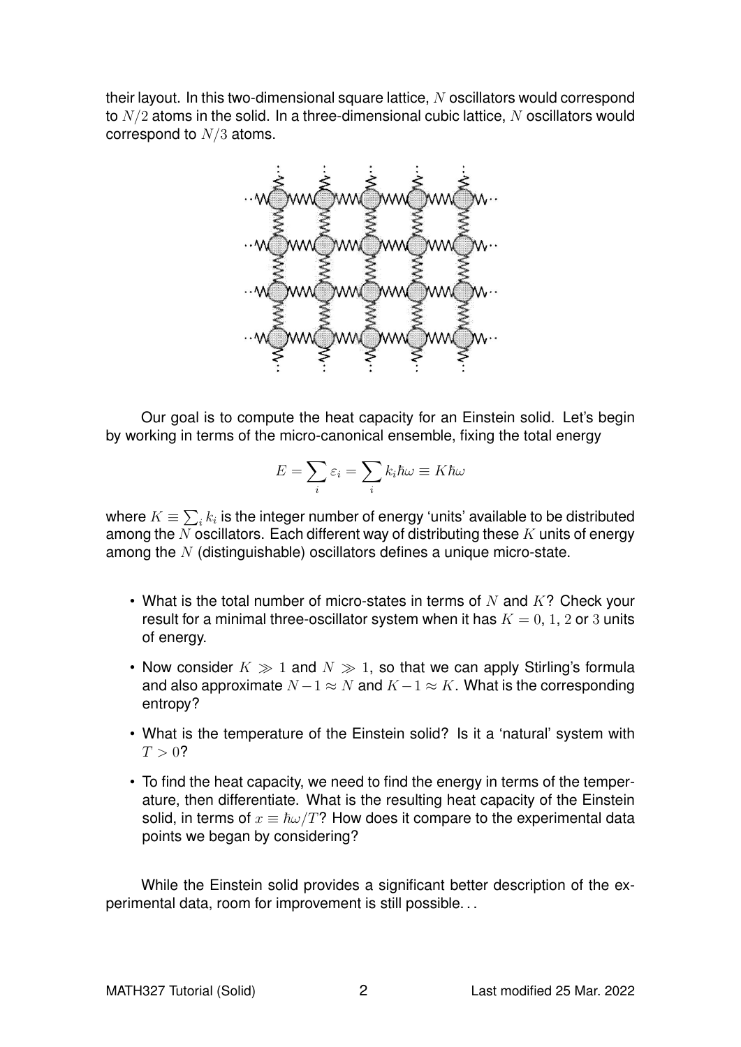their layout. In this two-dimensional square lattice, $N$ oscillators would correspond to $N/2$ atoms in the solid. In a three-dimensional cubic lattice, $N$ oscillators would correspond to $N/3$ atoms.

Our goal is to compute the heat capacity for an Einstein solid. Let's begin by working in terms of the micro-canonical ensemble, fixing the total energy

$$E = \sum_i \varepsilon_i = \sum_i k_i \hbar\omega \equiv K\hbar\omega$$

where $K \equiv \sum_i k_i$ is the integer number of energy 'units' available to be distributed among the $N$ oscillators. Each different way of distributing these $K$ units of energy among the $N$ (distinguishable) oscillators defines a unique micro-state.

- What is the total number of micro-states in terms of $N$ and $K$? Check your result for a minimal three-oscillator system when it has $K = 0, 1, 2$ or $3$ units of energy.
- Now consider $K \gg 1$ and $N \gg 1$, so that we can apply Stirling's formula and also approximate $N - 1 \approx N$ and $K - 1 \approx K$. What is the corresponding entropy?
- What is the temperature of the Einstein solid? Is it a 'natural' system with $T > 0$?
- To find the heat capacity, we need to find the energy in terms of the temperature, then differentiate. What is the resulting heat capacity of the Einstein solid, in terms of $x \equiv \hbar\omega/T$? How does it compare to the experimental data points we began by considering?

While the Einstein solid provides a significant better description of the experimental data, room for improvement is still possible. . .